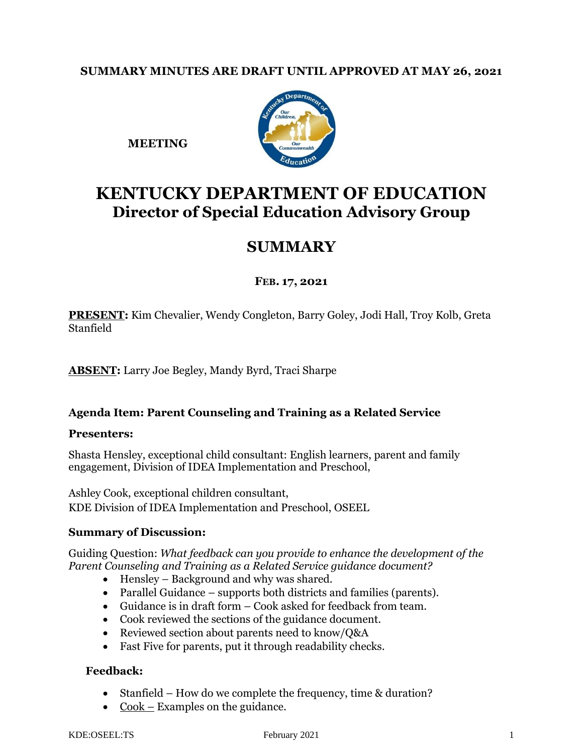**SUMMARY MINUTES ARE DRAFT UNTIL APPROVED AT MAY 26, 2021**

**MEETING**

# KENTUCKY DEPARTMENT OF EDUCATION
## Director of Special Education Advisory Group

## SUMMARY

**FEB. 17, 2021**

**PRESENT:** Kim Chevalier, Wendy Congleton, Barry Goley, Jodi Hall, Troy Kolb, Greta Stanfield

**ABSENT:** Larry Joe Begley, Mandy Byrd, Traci Sharpe

### Agenda Item: Parent Counseling and Training as a Related Service

**Presenters:**

Shasta Hensley, exceptional child consultant: English learners, parent and family engagement, Division of IDEA Implementation and Preschool,

Ashley Cook, exceptional children consultant,
KDE Division of IDEA Implementation and Preschool, OSEEL

**Summary of Discussion:**

Guiding Question: *What feedback can you provide to enhance the development of the Parent Counseling and Training as a Related Service guidance document?*

- Hensley – Background and why was shared.
- Parallel Guidance – supports both districts and families (parents).
- Guidance is in draft form – Cook asked for feedback from team.
- Cook reviewed the sections of the guidance document.
- Reviewed section about parents need to know/Q&A
- Fast Five for parents, put it through readability checks.

**Feedback:**

- Stanfield – How do we complete the frequency, time & duration?
- Cook – Examples on the guidance.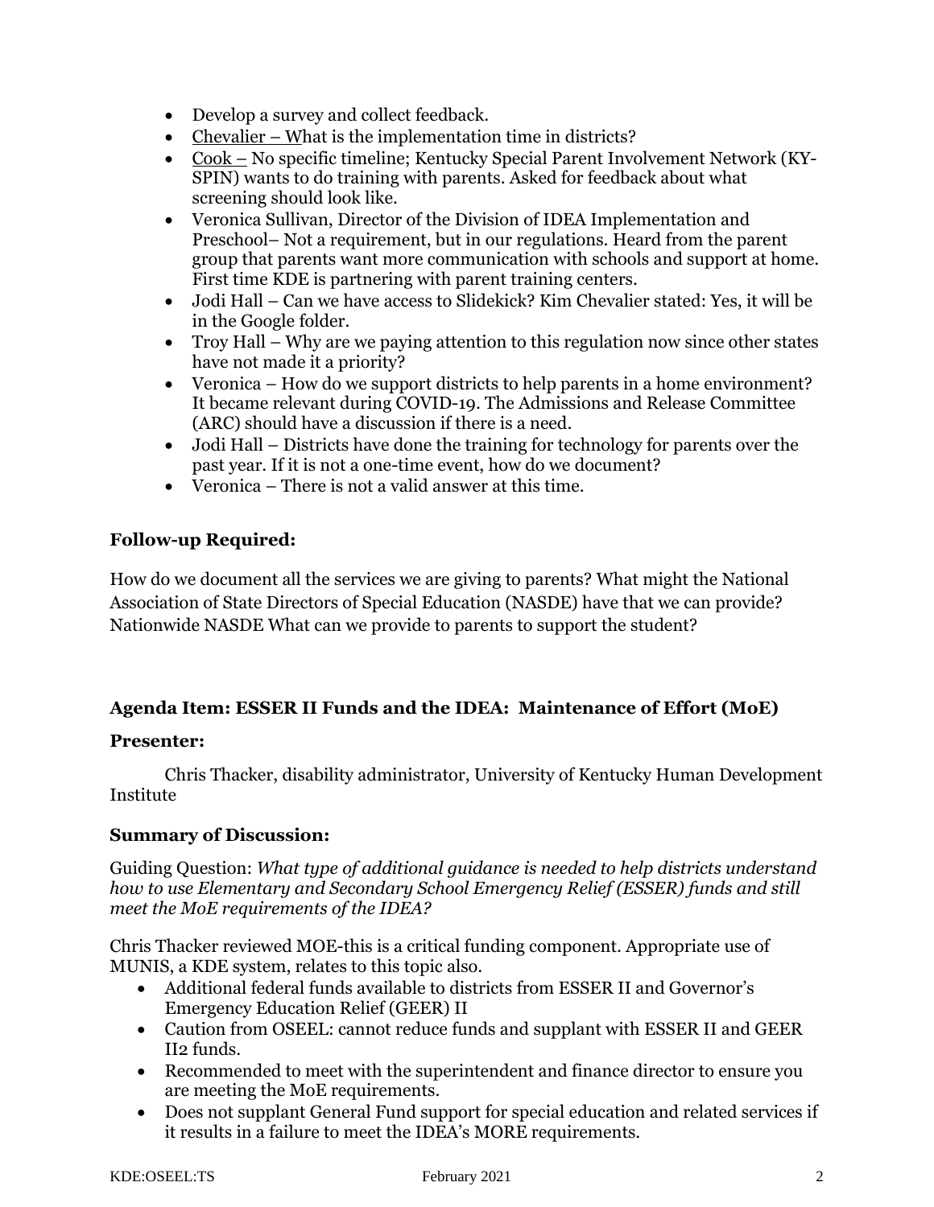- Develop a survey and collect feedback.
- Chevalier – What is the implementation time in districts?
- Cook – No specific timeline; Kentucky Special Parent Involvement Network (KY-SPIN) wants to do training with parents. Asked for feedback about what screening should look like.
- Veronica Sullivan, Director of the Division of IDEA Implementation and Preschool– Not a requirement, but in our regulations. Heard from the parent group that parents want more communication with schools and support at home. First time KDE is partnering with parent training centers.
- Jodi Hall – Can we have access to Slidekick? Kim Chevalier stated: Yes, it will be in the Google folder.
- Troy Hall – Why are we paying attention to this regulation now since other states have not made it a priority?
- Veronica – How do we support districts to help parents in a home environment? It became relevant during COVID-19. The Admissions and Release Committee (ARC) should have a discussion if there is a need.
- Jodi Hall – Districts have done the training for technology for parents over the past year. If it is not a one-time event, how do we document?
- Veronica – There is not a valid answer at this time.

### Follow-up Required:

How do we document all the services we are giving to parents? What might the National Association of State Directors of Special Education (NASDE) have that we can provide? Nationwide NASDE What can we provide to parents to support the student?

### Agenda Item: ESSER II Funds and the IDEA: Maintenance of Effort (MoE)

### Presenter:

Chris Thacker, disability administrator, University of Kentucky Human Development Institute

### Summary of Discussion:

Guiding Question: *What type of additional guidance is needed to help districts understand how to use Elementary and Secondary School Emergency Relief (ESSER) funds and still meet the MoE requirements of the IDEA?*

Chris Thacker reviewed MOE-this is a critical funding component. Appropriate use of MUNIS, a KDE system, relates to this topic also.

- Additional federal funds available to districts from ESSER II and Governor's Emergency Education Relief (GEER) II
- Caution from OSEEL: cannot reduce funds and supplant with ESSER II and GEER II2 funds.
- Recommended to meet with the superintendent and finance director to ensure you are meeting the MoE requirements.
- Does not supplant General Fund support for special education and related services if it results in a failure to meet the IDEA's MORE requirements.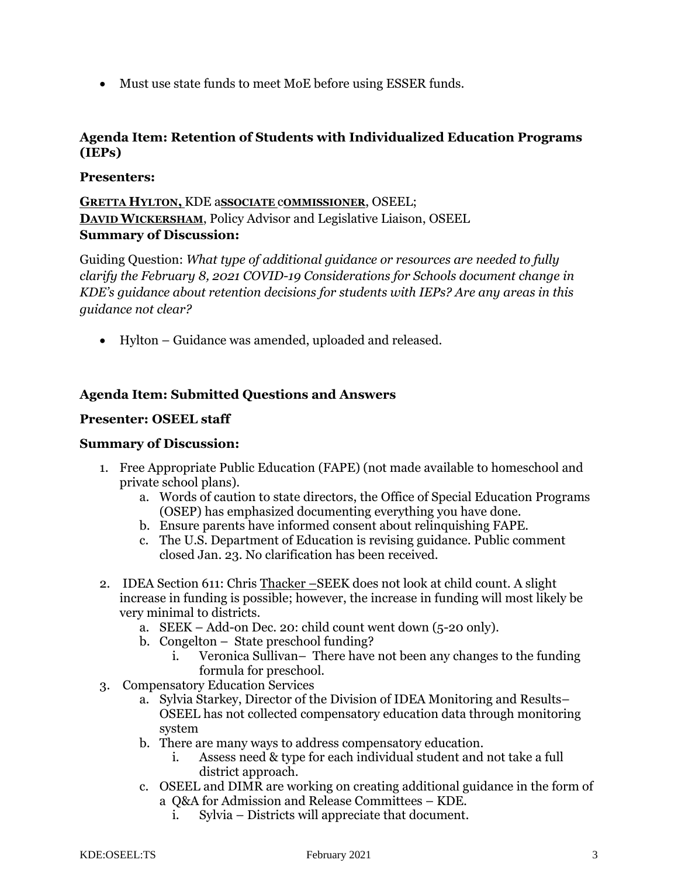- Must use state funds to meet MoE before using ESSER funds.

**Agenda Item: Retention of Students with Individualized Education Programs (IEPs)**

**Presenters:**

**GRETTA HYLTON,** KDE **ASSOCIATE COMMISSIONER**, OSEEL;
**DAVID WICKERSHAM**, Policy Advisor and Legislative Liaison, OSEEL
**Summary of Discussion:**

Guiding Question: *What type of additional guidance or resources are needed to fully clarify the February 8, 2021 COVID-19 Considerations for Schools document change in KDE's guidance about retention decisions for students with IEPs? Are any areas in this guidance not clear?*

- Hylton – Guidance was amended, uploaded and released.

**Agenda Item: Submitted Questions and Answers**

**Presenter: OSEEL staff**

**Summary of Discussion:**

1. Free Appropriate Public Education (FAPE) (not made available to homeschool and private school plans).
   a. Words of caution to state directors, the Office of Special Education Programs (OSEP) has emphasized documenting everything you have done.
   b. Ensure parents have informed consent about relinquishing FAPE.
   c. The U.S. Department of Education is revising guidance. Public comment closed Jan. 23. No clarification has been received.
2. IDEA Section 611: Chris Thacker –SEEK does not look at child count. A slight increase in funding is possible; however, the increase in funding will most likely be very minimal to districts.
   a. SEEK – Add-on Dec. 20: child count went down (5-20 only).
   b. Congelton – State preschool funding?
      i. Veronica Sullivan– There have not been any changes to the funding formula for preschool.
3. Compensatory Education Services
   a. Sylvia Starkey, Director of the Division of IDEA Monitoring and Results– OSEEL has not collected compensatory education data through monitoring system
   b. There are many ways to address compensatory education.
      i. Assess need & type for each individual student and not take a full district approach.
   c. OSEEL and DIMR are working on creating additional guidance in the form of a Q&A for Admission and Release Committees – KDE.
      i. Sylvia – Districts will appreciate that document.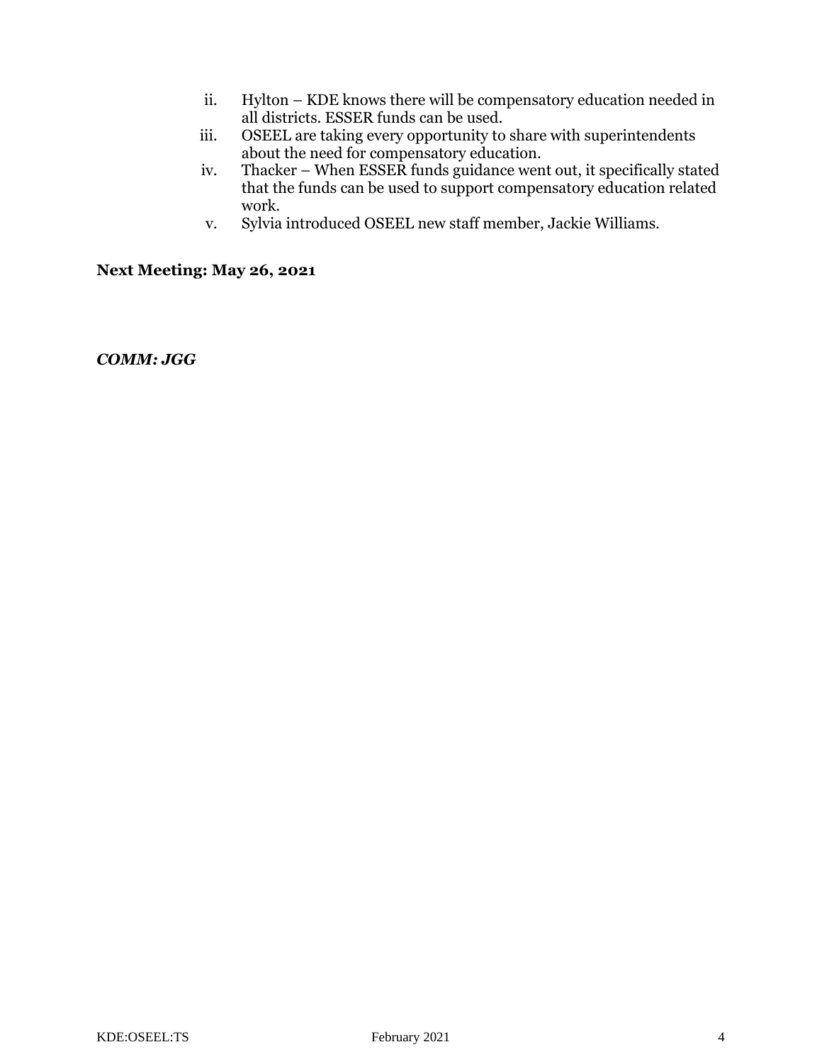ii. Hylton – KDE knows there will be compensatory education needed in all districts. ESSER funds can be used.
iii. OSEEL are taking every opportunity to share with superintendents about the need for compensatory education.
iv. Thacker – When ESSER funds guidance went out, it specifically stated that the funds can be used to support compensatory education related work.
v. Sylvia introduced OSEEL new staff member, Jackie Williams.

**Next Meeting: May 26, 2021**

***COMM: JGG***